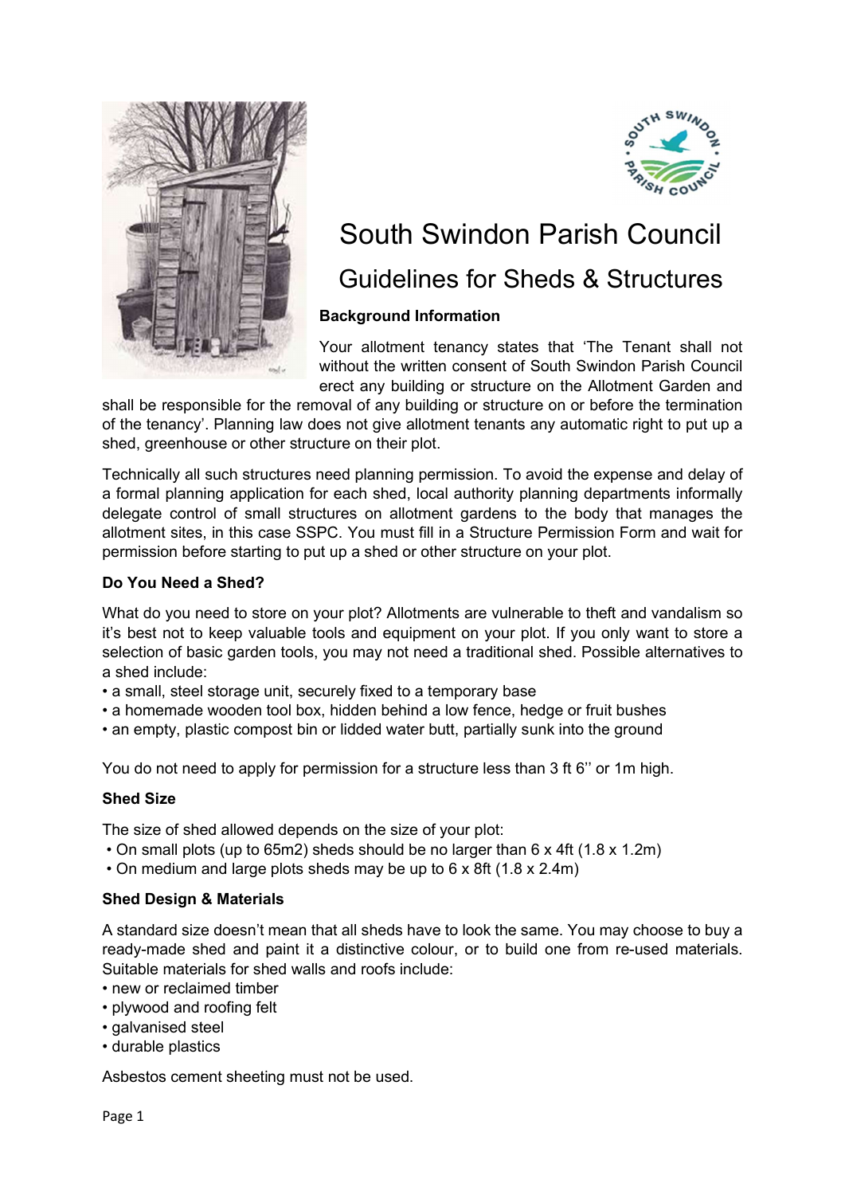# South Swindon Parish Council

## Guidelines for Sheds & Structures

### Background Information

Your allotment tenancy states that 'The Tenant shall not without the written consent of South Swindon Parish Council erect any building or structure on the Allotment Garden and shall be responsible for the removal of any building or structure on or before the termination of the tenancy'. Planning law does not give allotment tenants any automatic right to put up a shed, greenhouse or other structure on their plot.

Technically all such structures need planning permission. To avoid the expense and delay of a formal planning application for each shed, local authority planning departments informally delegate control of small structures on allotment gardens to the body that manages the allotment sites, in this case SSPC. You must fill in a Structure Permission Form and wait for permission before starting to put up a shed or other structure on your plot.

### Do You Need a Shed?

What do you need to store on your plot? Allotments are vulnerable to theft and vandalism so it's best not to keep valuable tools and equipment on your plot. If you only want to store a selection of basic garden tools, you may not need a traditional shed. Possible alternatives to a shed include:

- a small, steel storage unit, securely fixed to a temporary base
- a homemade wooden tool box, hidden behind a low fence, hedge or fruit bushes
- an empty, plastic compost bin or lidded water butt, partially sunk into the ground

You do not need to apply for permission for a structure less than 3 ft 6'' or 1m high.

### Shed Size

The size of shed allowed depends on the size of your plot:

- On small plots (up to 65m2) sheds should be no larger than 6 x 4ft (1.8 x 1.2m)
- On medium and large plots sheds may be up to 6 x 8ft (1.8 x 2.4m)

### Shed Design & Materials

A standard size doesn't mean that all sheds have to look the same. You may choose to buy a ready-made shed and paint it a distinctive colour, or to build one from re-used materials. Suitable materials for shed walls and roofs include:

- new or reclaimed timber
- plywood and roofing felt
- galvanised steel
- durable plastics

Asbestos cement sheeting must not be used.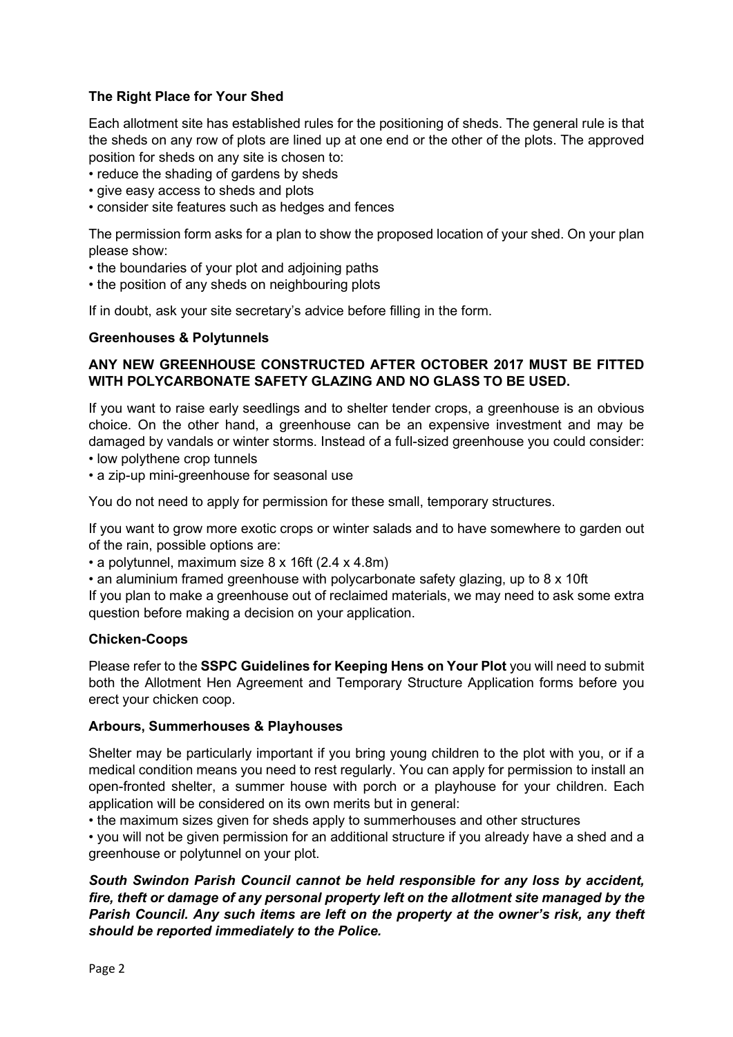### The Right Place for Your Shed

Each allotment site has established rules for the positioning of sheds. The general rule is that the sheds on any row of plots are lined up at one end or the other of the plots. The approved position for sheds on any site is chosen to:

- reduce the shading of gardens by sheds
- give easy access to sheds and plots
- consider site features such as hedges and fences

The permission form asks for a plan to show the proposed location of your shed. On your plan please show:

- the boundaries of your plot and adjoining paths
- the position of any sheds on neighbouring plots

If in doubt, ask your site secretary's advice before filling in the form.

### Greenhouses & Polytunnels

**ANY NEW GREENHOUSE CONSTRUCTED AFTER OCTOBER 2017 MUST BE FITTED WITH POLYCARBONATE SAFETY GLAZING AND NO GLASS TO BE USED.**

If you want to raise early seedlings and to shelter tender crops, a greenhouse is an obvious choice. On the other hand, a greenhouse can be an expensive investment and may be damaged by vandals or winter storms. Instead of a full-sized greenhouse you could consider:

- low polythene crop tunnels
- a zip-up mini-greenhouse for seasonal use

You do not need to apply for permission for these small, temporary structures.

If you want to grow more exotic crops or winter salads and to have somewhere to garden out of the rain, possible options are:

- a polytunnel, maximum size 8 x 16ft (2.4 x 4.8m)
- an aluminium framed greenhouse with polycarbonate safety glazing, up to 8 x 10ft

If you plan to make a greenhouse out of reclaimed materials, we may need to ask some extra question before making a decision on your application.

### Chicken-Coops

Please refer to the **SSPC Guidelines for Keeping Hens on Your Plot** you will need to submit both the Allotment Hen Agreement and Temporary Structure Application forms before you erect your chicken coop.

### Arbours, Summerhouses & Playhouses

Shelter may be particularly important if you bring young children to the plot with you, or if a medical condition means you need to rest regularly. You can apply for permission to install an open-fronted shelter, a summer house with porch or a playhouse for your children. Each application will be considered on its own merits but in general:

- the maximum sizes given for sheds apply to summerhouses and other structures
- you will not be given permission for an additional structure if you already have a shed and a greenhouse or polytunnel on your plot.

***South Swindon Parish Council cannot be held responsible for any loss by accident, fire, theft or damage of any personal property left on the allotment site managed by the Parish Council. Any such items are left on the property at the owner's risk, any theft should be reported immediately to the Police.***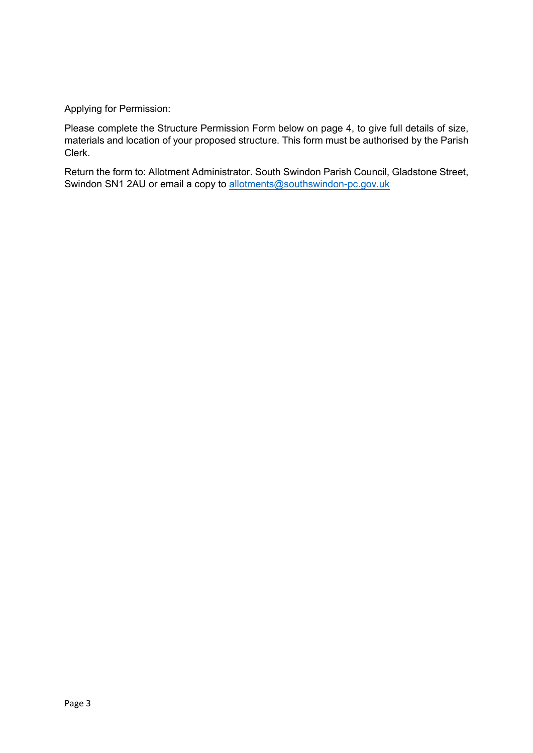Applying for Permission:

Please complete the Structure Permission Form below on page 4, to give full details of size, materials and location of your proposed structure. This form must be authorised by the Parish Clerk.

Return the form to: Allotment Administrator. South Swindon Parish Council, Gladstone Street, Swindon SN1 2AU or email a copy to allotments@southswindon-pc.gov.uk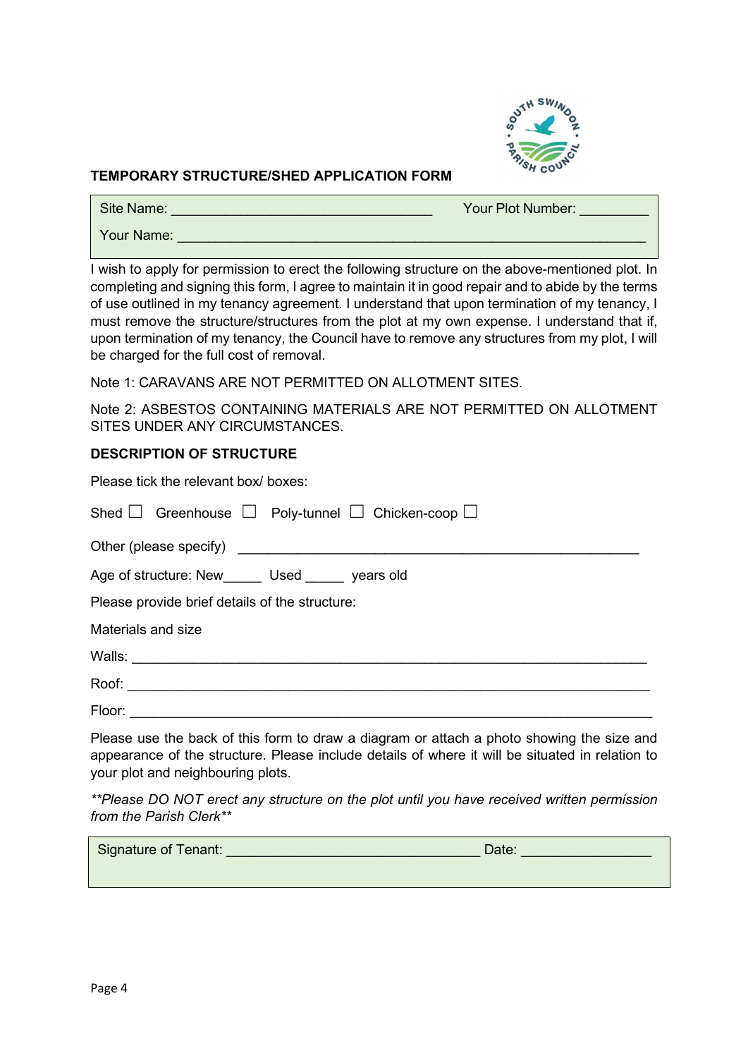## TEMPORARY STRUCTURE/SHED APPLICATION FORM

Site Name: _________________________________ Your Plot Number: _________

Your Name: ____________________________________________________________

I wish to apply for permission to erect the following structure on the above-mentioned plot. In completing and signing this form, I agree to maintain it in good repair and to abide by the terms of use outlined in my tenancy agreement. I understand that upon termination of my tenancy, I must remove the structure/structures from the plot at my own expense. I understand that if, upon termination of my tenancy, the Council have to remove any structures from my plot, I will be charged for the full cost of removal.

Note 1: CARAVANS ARE NOT PERMITTED ON ALLOTMENT SITES.

Note 2: ASBESTOS CONTAINING MATERIALS ARE NOT PERMITTED ON ALLOTMENT SITES UNDER ANY CIRCUMSTANCES.

### DESCRIPTION OF STRUCTURE

Please tick the relevant box/ boxes:

Shed ☐ Greenhouse ☐ Poly-tunnel ☐ Chicken-coop ☐

Other (please specify) ____________________________________________________

Age of structure: New_____ Used _____ years old

Please provide brief details of the structure:

Materials and size

Walls: __________________________________________________________________

Roof: ___________________________________________________________________

Floor: __________________________________________________________________

Please use the back of this form to draw a diagram or attach a photo showing the size and appearance of the structure. Please include details of where it will be situated in relation to your plot and neighbouring plots.

*\*\*Please DO NOT erect any structure on the plot until you have received written permission from the Parish Clerk\*\**

Signature of Tenant: ________________________________ Date: ________________